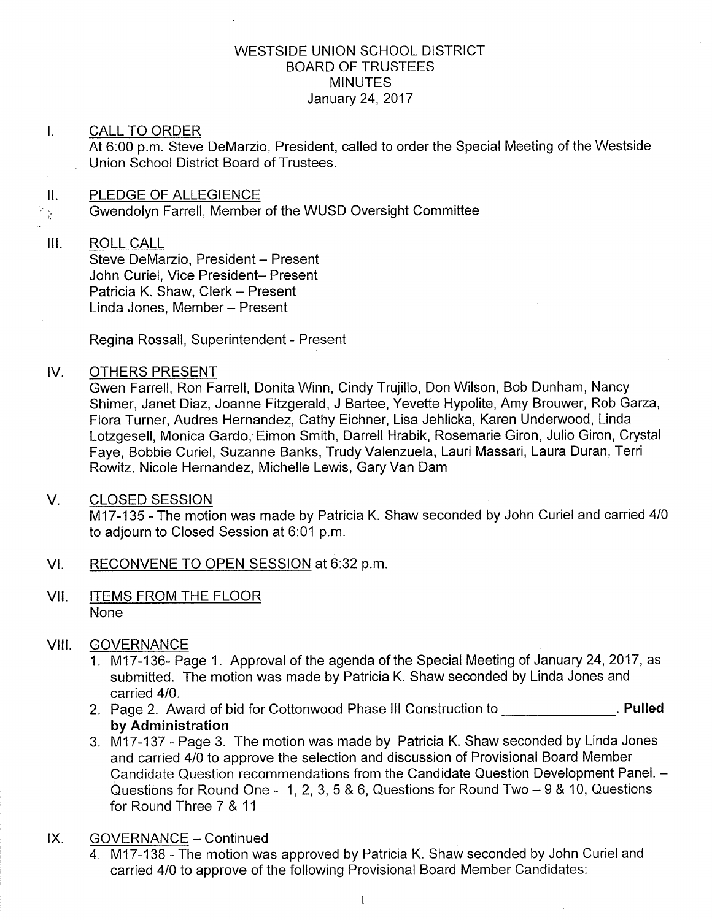WESTSIDE UNION SCHOOL DISTRICT
BOARD OF TRUSTEES
MINUTES
January 24, 2017

I. CALL TO ORDER
At 6:00 p.m. Steve DeMarzio, President, called to order the Special Meeting of the Westside Union School District Board of Trustees.

II. PLEDGE OF ALLEGIENCE
Gwendolyn Farrell, Member of the WUSD Oversight Committee

III. ROLL CALL
Steve DeMarzio, President – Present
John Curiel, Vice President– Present
Patricia K. Shaw, Clerk – Present
Linda Jones, Member – Present

Regina Rossall, Superintendent - Present

IV. OTHERS PRESENT
Gwen Farrell, Ron Farrell, Donita Winn, Cindy Trujillo, Don Wilson, Bob Dunham, Nancy Shimer, Janet Diaz, Joanne Fitzgerald, J Bartee, Yevette Hypolite, Amy Brouwer, Rob Garza, Flora Turner, Audres Hernandez, Cathy Eichner, Lisa Jehlicka, Karen Underwood, Linda Lotzgesell, Monica Gardo, Eimon Smith, Darrell Hrabik, Rosemarie Giron, Julio Giron, Crystal Faye, Bobbie Curiel, Suzanne Banks, Trudy Valenzuela, Lauri Massari, Laura Duran, Terri Rowitz, Nicole Hernandez, Michelle Lewis, Gary Van Dam

V. CLOSED SESSION
M17-135 - The motion was made by Patricia K. Shaw seconded by John Curiel and carried 4/0 to adjourn to Closed Session at 6:01 p.m.

VI. RECONVENE TO OPEN SESSION at 6:32 p.m.

VII. ITEMS FROM THE FLOOR
None

VIII. GOVERNANCE
1. M17-136- Page 1. Approval of the agenda of the Special Meeting of January 24, 2017, as submitted. The motion was made by Patricia K. Shaw seconded by Linda Jones and carried 4/0.
2. Page 2. Award of bid for Cottonwood Phase III Construction to ______________. **Pulled by Administration**
3. M17-137 - Page 3. The motion was made by Patricia K. Shaw seconded by Linda Jones and carried 4/0 to approve the selection and discussion of Provisional Board Member Candidate Question recommendations from the Candidate Question Development Panel. – Questions for Round One - 1, 2, 3, 5 & 6, Questions for Round Two – 9 & 10, Questions for Round Three 7 & 11

IX. GOVERNANCE – Continued
4. M17-138 - The motion was approved by Patricia K. Shaw seconded by John Curiel and carried 4/0 to approve of the following Provisional Board Member Candidates: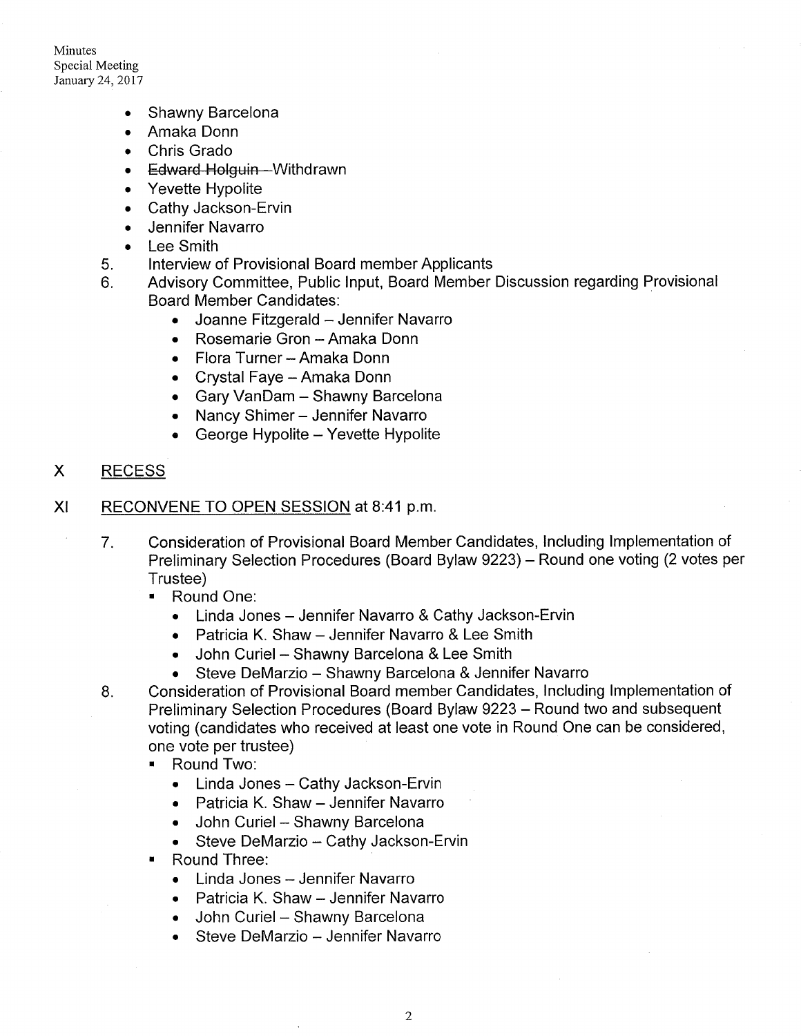- Shawny Barcelona
- Amaka Donn
- Chris Grado
- ~~Edward Holguin~~ – Withdrawn
- Yevette Hypolite
- Cathy Jackson-Ervin
- Jennifer Navarro
- Lee Smith

5. Interview of Provisional Board member Applicants
6. Advisory Committee, Public Input, Board Member Discussion regarding Provisional Board Member Candidates:
   - Joanne Fitzgerald – Jennifer Navarro
   - Rosemarie Gron – Amaka Donn
   - Flora Turner – Amaka Donn
   - Crystal Faye – Amaka Donn
   - Gary VanDam – Shawny Barcelona
   - Nancy Shimer – Jennifer Navarro
   - George Hypolite – Yevette Hypolite

## X RECESS

## XI RECONVENE TO OPEN SESSION at 8:41 p.m.

7. Consideration of Provisional Board Member Candidates, Including Implementation of Preliminary Selection Procedures (Board Bylaw 9223) – Round one voting (2 votes per Trustee)
   - Round One:
     - Linda Jones – Jennifer Navarro & Cathy Jackson-Ervin
     - Patricia K. Shaw – Jennifer Navarro & Lee Smith
     - John Curiel – Shawny Barcelona & Lee Smith
     - Steve DeMarzio – Shawny Barcelona & Jennifer Navarro
8. Consideration of Provisional Board member Candidates, Including Implementation of Preliminary Selection Procedures (Board Bylaw 9223 – Round two and subsequent voting (candidates who received at least one vote in Round One can be considered, one vote per trustee)
   - Round Two:
     - Linda Jones – Cathy Jackson-Ervin
     - Patricia K. Shaw – Jennifer Navarro
     - John Curiel – Shawny Barcelona
     - Steve DeMarzio – Cathy Jackson-Ervin
   - Round Three:
     - Linda Jones – Jennifer Navarro
     - Patricia K. Shaw – Jennifer Navarro
     - John Curiel – Shawny Barcelona
     - Steve DeMarzio – Jennifer Navarro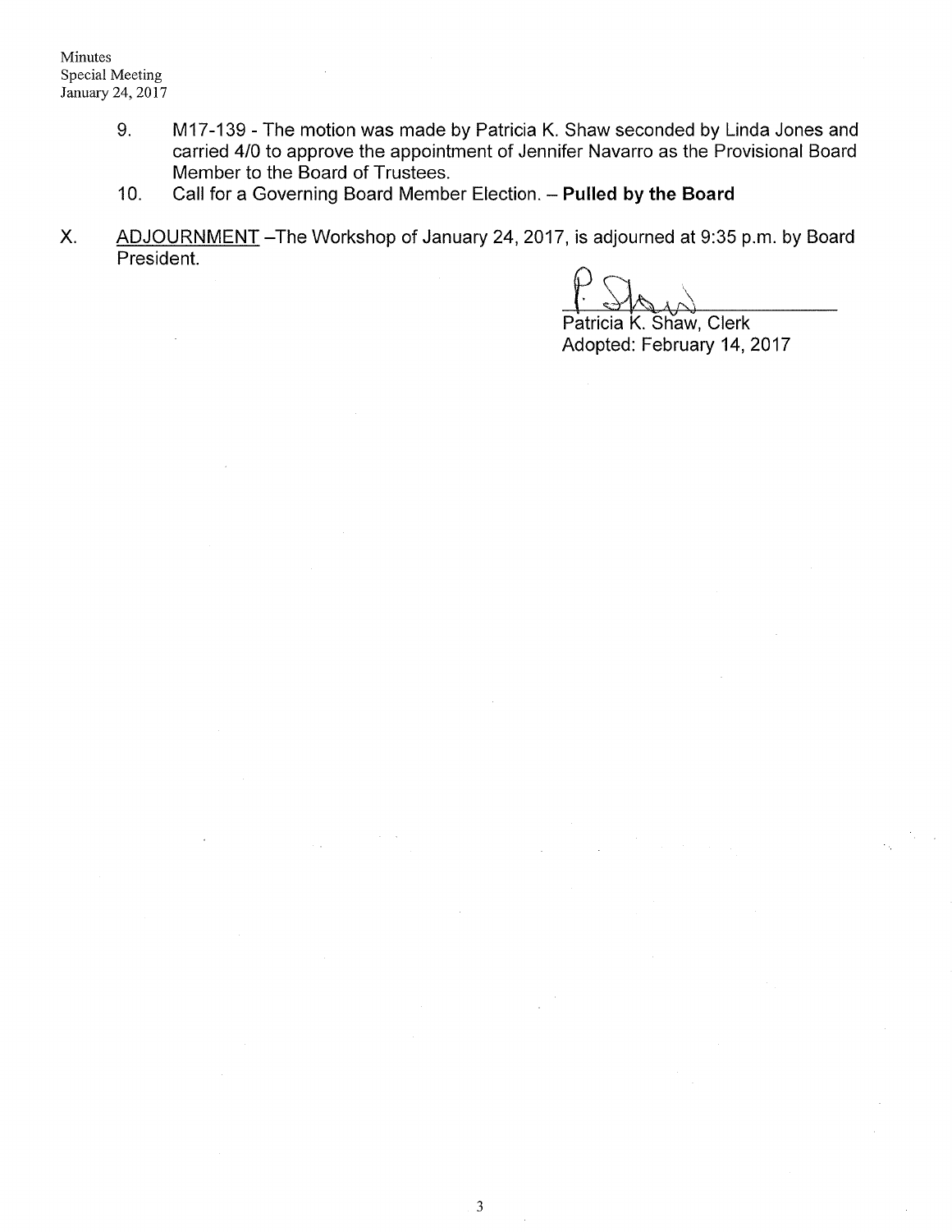9. M17-139 - The motion was made by Patricia K. Shaw seconded by Linda Jones and carried 4/0 to approve the appointment of Jennifer Navarro as the Provisional Board Member to the Board of Trustees.
10. Call for a Governing Board Member Election. – **Pulled by the Board**

X. ADJOURNMENT –The Workshop of January 24, 2017, is adjourned at 9:35 p.m. by Board President.

Patricia K. Shaw, Clerk
Adopted: February 14, 2017